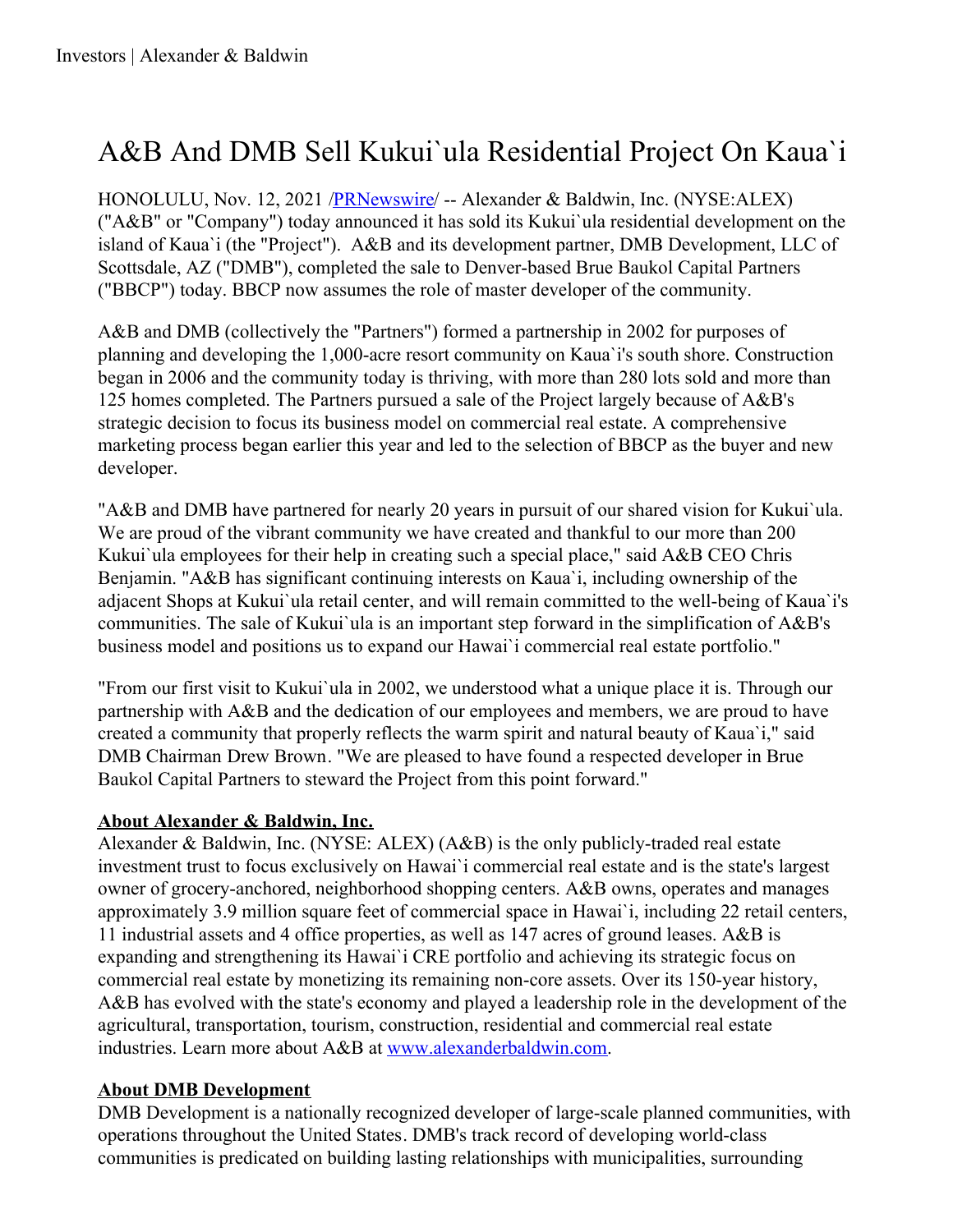# A&B And DMB Sell Kukui`ula Residential Project On Kaua`i

HONOLULU, Nov. 12, 2021 /PRNewswire/ -- Alexander & Baldwin, Inc. (NYSE:ALEX) ("A&B" or "Company") today announced it has sold its Kukui`ula residential development on the island of Kaua`i (the "Project"). A&B and its development partner, DMB Development, LLC of Scottsdale, AZ ("DMB"), completed the sale to Denver-based Brue Baukol Capital Partners ("BBCP") today. BBCP now assumes the role of master developer of the community.

A&B and DMB (collectively the "Partners") formed a partnership in 2002 for purposes of planning and developing the 1,000-acre resort community on Kaua`i's south shore. Construction began in 2006 and the community today is thriving, with more than 280 lots sold and more than 125 homes completed. The Partners pursued a sale of the Project largely because of A&B's strategic decision to focus its business model on commercial real estate. A comprehensive marketing process began earlier this year and led to the selection of BBCP as the buyer and new developer.

"A&B and DMB have partnered for nearly 20 years in pursuit of our shared vision for Kukui`ula. We are proud of the vibrant community we have created and thankful to our more than 200 Kukui`ula employees for their help in creating such a special place," said A&B CEO Chris Benjamin. "A&B has significant continuing interests on Kaua`i, including ownership of the adjacent Shops at Kukui`ula retail center, and will remain committed to the well-being of Kaua`i's communities. The sale of Kukui`ula is an important step forward in the simplification of A&B's business model and positions us to expand our Hawai`i commercial real estate portfolio."

"From our first visit to Kukui`ula in 2002, we understood what a unique place it is. Through our partnership with A&B and the dedication of our employees and members, we are proud to have created a community that properly reflects the warm spirit and natural beauty of Kaua`i," said DMB Chairman Drew Brown. "We are pleased to have found a respected developer in Brue Baukol Capital Partners to steward the Project from this point forward."

**About Alexander & Baldwin, Inc.**

Alexander & Baldwin, Inc. (NYSE: ALEX) (A&B) is the only publicly-traded real estate investment trust to focus exclusively on Hawai`i commercial real estate and is the state's largest owner of grocery-anchored, neighborhood shopping centers. A&B owns, operates and manages approximately 3.9 million square feet of commercial space in Hawai`i, including 22 retail centers, 11 industrial assets and 4 office properties, as well as 147 acres of ground leases. A&B is expanding and strengthening its Hawai`i CRE portfolio and achieving its strategic focus on commercial real estate by monetizing its remaining non-core assets. Over its 150-year history, A&B has evolved with the state's economy and played a leadership role in the development of the agricultural, transportation, tourism, construction, residential and commercial real estate industries. Learn more about A&B at www.alexanderbaldwin.com.

**About DMB Development**

DMB Development is a nationally recognized developer of large-scale planned communities, with operations throughout the United States. DMB's track record of developing world-class communities is predicated on building lasting relationships with municipalities, surrounding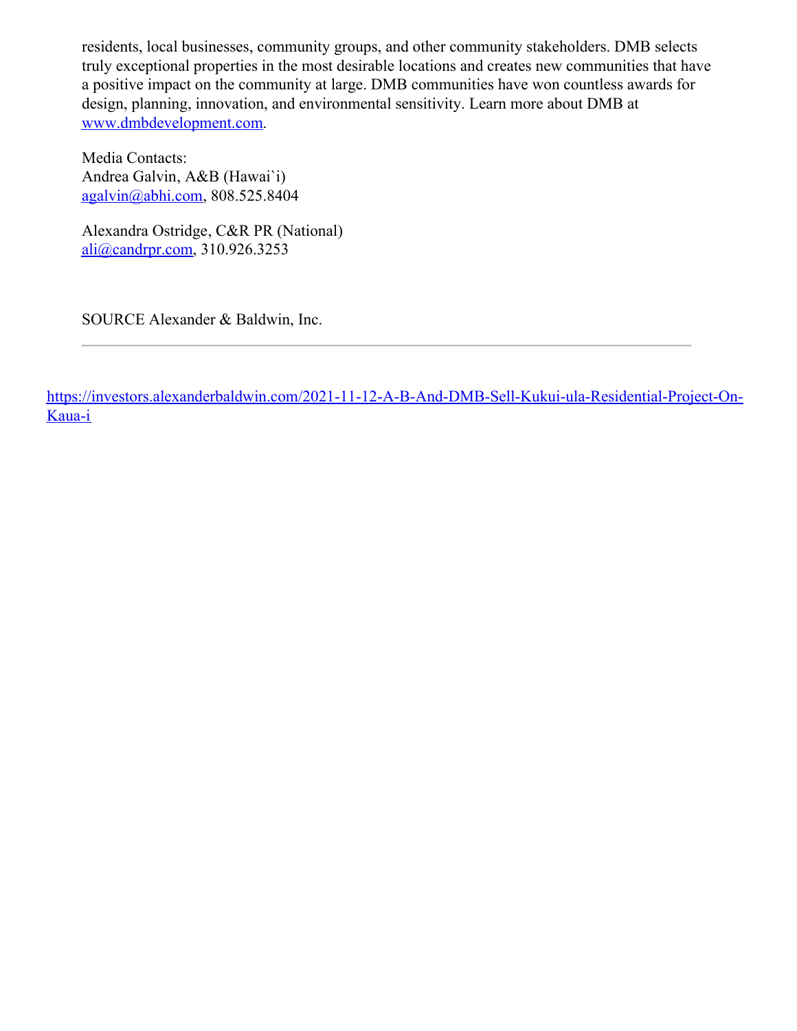residents, local businesses, community groups, and other community stakeholders. DMB selects truly exceptional properties in the most desirable locations and creates new communities that have a positive impact on the community at large. DMB communities have won countless awards for design, planning, innovation, and environmental sensitivity. Learn more about DMB at www.dmbdevelopment.com.

Media Contacts:
Andrea Galvin, A&B (Hawai`i)
agalvin@abhi.com, 808.525.8404

Alexandra Ostridge, C&R PR (National)
ali@candrpr.com, 310.926.3253

SOURCE Alexander & Baldwin, Inc.

---

https://investors.alexanderbaldwin.com/2021-11-12-A-B-And-DMB-Sell-Kukui-ula-Residential-Project-On-Kaua-i